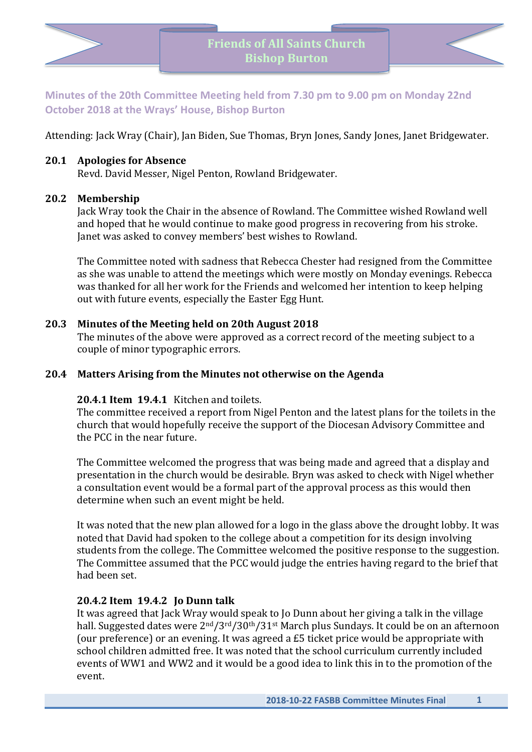# Friends of All Saints Church Bishop Burton

## Minutes of the 20th Committee Meeting held from 7.30 pm to 9.00 pm on Monday 22nd October 2018 at the Wrays' House, Bishop Burton

Attending: Jack Wray (Chair), Jan Biden, Sue Thomas, Bryn Jones, Sandy Jones, Janet Bridgewater.

### 20.1 Apologies for Absence

Revd. David Messer, Nigel Penton, Rowland Bridgewater.

### 20.2 Membership

Jack Wray took the Chair in the absence of Rowland. The Committee wished Rowland well and hoped that he would continue to make good progress in recovering from his stroke. Janet was asked to convey members' best wishes to Rowland.

The Committee noted with sadness that Rebecca Chester had resigned from the Committee as she was unable to attend the meetings which were mostly on Monday evenings. Rebecca was thanked for all her work for the Friends and welcomed her intention to keep helping out with future events, especially the Easter Egg Hunt.

### 20.3 Minutes of the Meeting held on 20th August 2018

The minutes of the above were approved as a correct record of the meeting subject to a couple of minor typographic errors.

### 20.4 Matters Arising from the Minutes not otherwise on the Agenda

**20.4.1 Item 19.4.1** Kitchen and toilets.

The committee received a report from Nigel Penton and the latest plans for the toilets in the church that would hopefully receive the support of the Diocesan Advisory Committee and the PCC in the near future.

The Committee welcomed the progress that was being made and agreed that a display and presentation in the church would be desirable. Bryn was asked to check with Nigel whether a consultation event would be a formal part of the approval process as this would then determine when such an event might be held.

It was noted that the new plan allowed for a logo in the glass above the drought lobby. It was noted that David had spoken to the college about a competition for its design involving students from the college. The Committee welcomed the positive response to the suggestion. The Committee assumed that the PCC would judge the entries having regard to the brief that had been set.

**20.4.2 Item 19.4.2 Jo Dunn talk**

It was agreed that Jack Wray would speak to Jo Dunn about her giving a talk in the village hall. Suggested dates were 2nd/3rd/30th/31st March plus Sundays. It could be on an afternoon (our preference) or an evening. It was agreed a £5 ticket price would be appropriate with school children admitted free. It was noted that the school curriculum currently included events of WW1 and WW2 and it would be a good idea to link this in to the promotion of the event.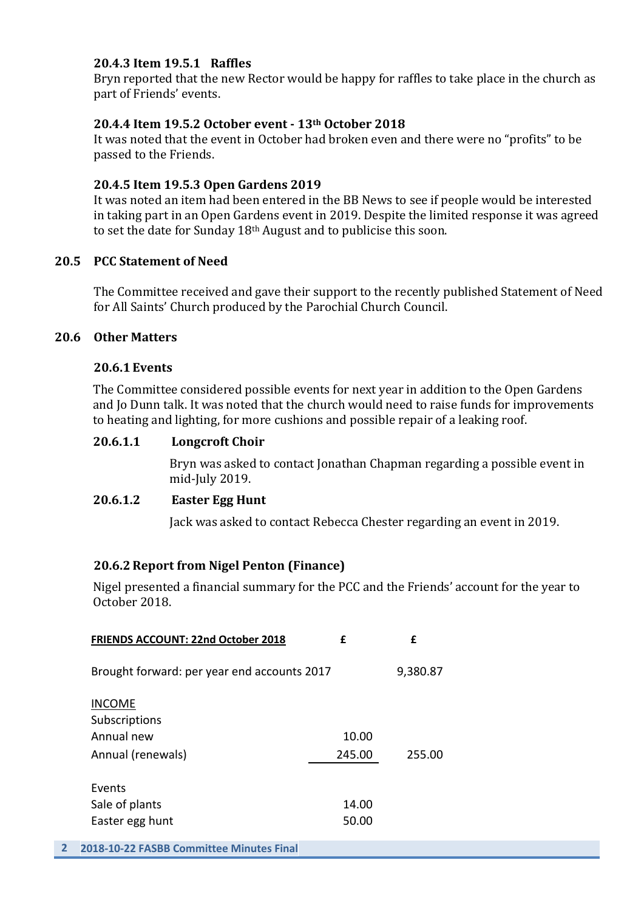#### 20.4.3 Item 19.5.1 Raffles

Bryn reported that the new Rector would be happy for raffles to take place in the church as part of Friends' events.

#### 20.4.4 Item 19.5.2 October event - 13th October 2018

It was noted that the event in October had broken even and there were no "profits" to be passed to the Friends.

#### 20.4.5 Item 19.5.3 Open Gardens 2019

It was noted an item had been entered in the BB News to see if people would be interested in taking part in an Open Gardens event in 2019. Despite the limited response it was agreed to set the date for Sunday 18th August and to publicise this soon.

### 20.5 PCC Statement of Need

The Committee received and gave their support to the recently published Statement of Need for All Saints' Church produced by the Parochial Church Council.

### 20.6 Other Matters

#### 20.6.1 Events

The Committee considered possible events for next year in addition to the Open Gardens and Jo Dunn talk. It was noted that the church would need to raise funds for improvements to heating and lighting, for more cushions and possible repair of a leaking roof.

##### 20.6.1.1 Longcroft Choir

Bryn was asked to contact Jonathan Chapman regarding a possible event in mid-July 2019.

##### 20.6.1.2 Easter Egg Hunt

Jack was asked to contact Rebecca Chester regarding an event in 2019.

#### 20.6.2 Report from Nigel Penton (Finance)

Nigel presented a financial summary for the PCC and the Friends' account for the year to October 2018.

| **FRIENDS ACCOUNT: 22nd October 2018** | **£** | **£** |
|---|---|---|
| Brought forward: per year end accounts 2017 | | 9,380.87 |
| INCOME | | |
| Subscriptions | | |
| Annual new | 10.00 | |
| Annual (renewals) | 245.00 | 255.00 |
| Events | | |
| Sale of plants | 14.00 | |
| Easter egg hunt | 50.00 | |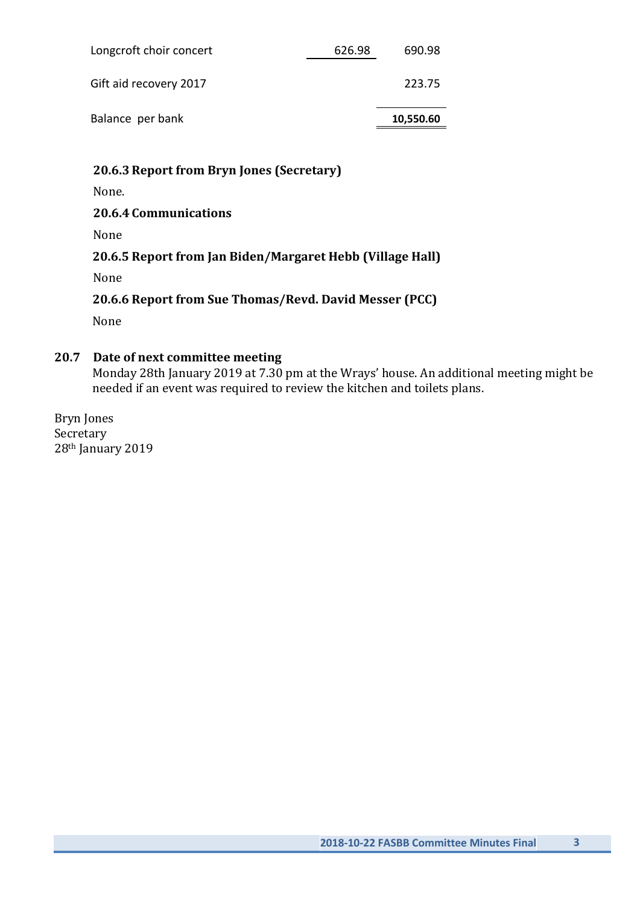| | | |
|---|---|---|
| Longcroft choir concert | 626.98 | 690.98 |
| Gift aid recovery 2017 | | 223.75 |
| Balance per bank | | **10,550.60** |

#### 20.6.3 Report from Bryn Jones (Secretary)

None.

#### 20.6.4 Communications

None

#### 20.6.5 Report from Jan Biden/Margaret Hebb (Village Hall)

None

#### 20.6.6 Report from Sue Thomas/Revd. David Messer (PCC)

None

### 20.7 Date of next committee meeting

Monday 28th January 2019 at 7.30 pm at the Wrays' house. An additional meeting might be needed if an event was required to review the kitchen and toilets plans.

Bryn Jones
Secretary
28th January 2019